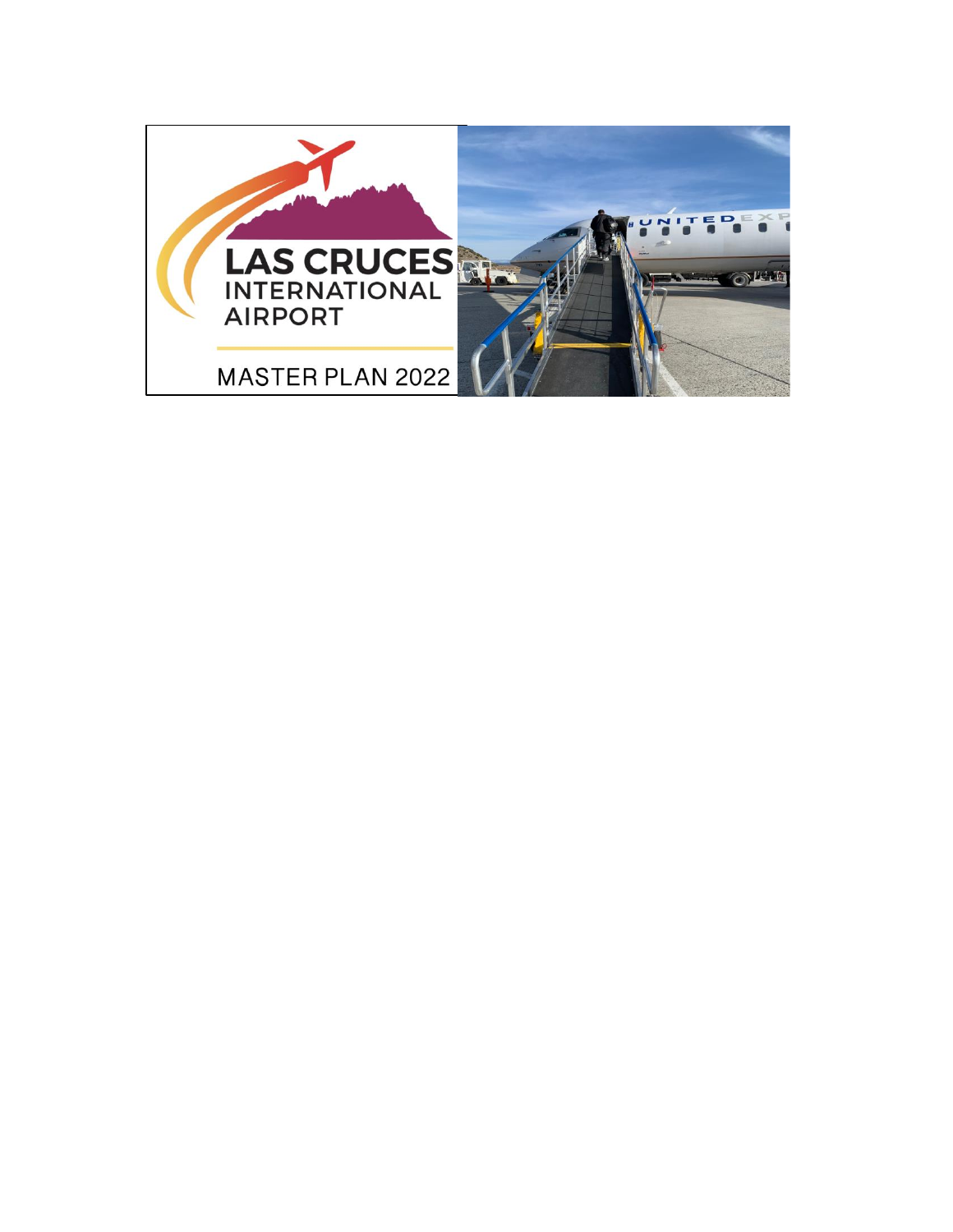# LAS CRUCES INTERNATIONAL AIRPORT

## MASTER PLAN 2022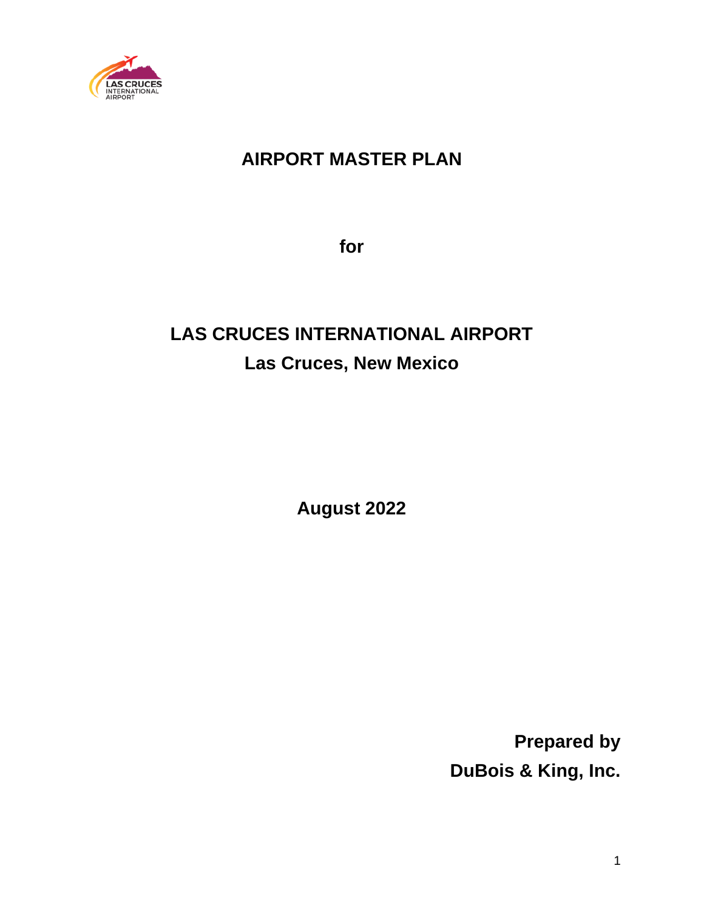# AIRPORT MASTER PLAN

**for**

# LAS CRUCES INTERNATIONAL AIRPORT

## Las Cruces, New Mexico

**August 2022**

**Prepared by**
**DuBois & King, Inc.**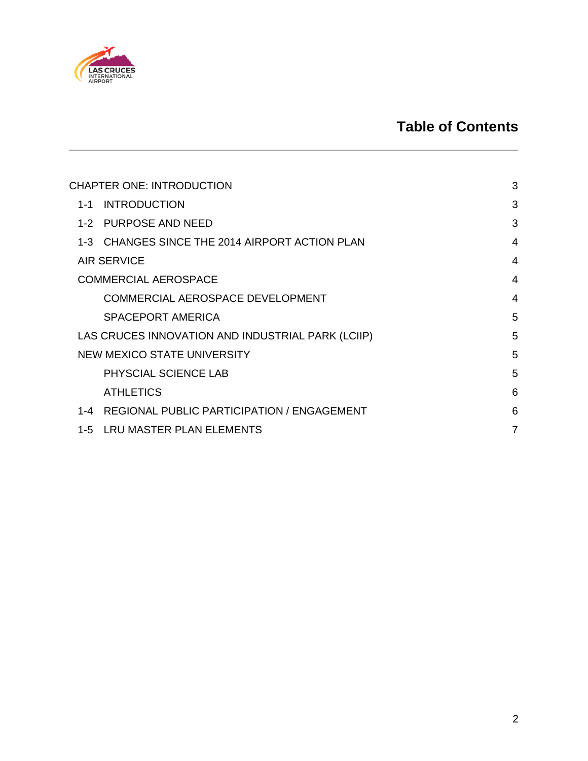# Table of Contents

| | |
|---|---|
| CHAPTER ONE: INTRODUCTION | 3 |
| 1-1 INTRODUCTION | 3 |
| 1-2 PURPOSE AND NEED | 3 |
| 1-3 CHANGES SINCE THE 2014 AIRPORT ACTION PLAN | 4 |
| AIR SERVICE | 4 |
| COMMERCIAL AEROSPACE | 4 |
| COMMERCIAL AEROSPACE DEVELOPMENT | 4 |
| SPACEPORT AMERICA | 5 |
| LAS CRUCES INNOVATION AND INDUSTRIAL PARK (LCIIP) | 5 |
| NEW MEXICO STATE UNIVERSITY | 5 |
| PHYSCIAL SCIENCE LAB | 5 |
| ATHLETICS | 6 |
| 1-4 REGIONAL PUBLIC PARTICIPATION / ENGAGEMENT | 6 |
| 1-5 LRU MASTER PLAN ELEMENTS | 7 |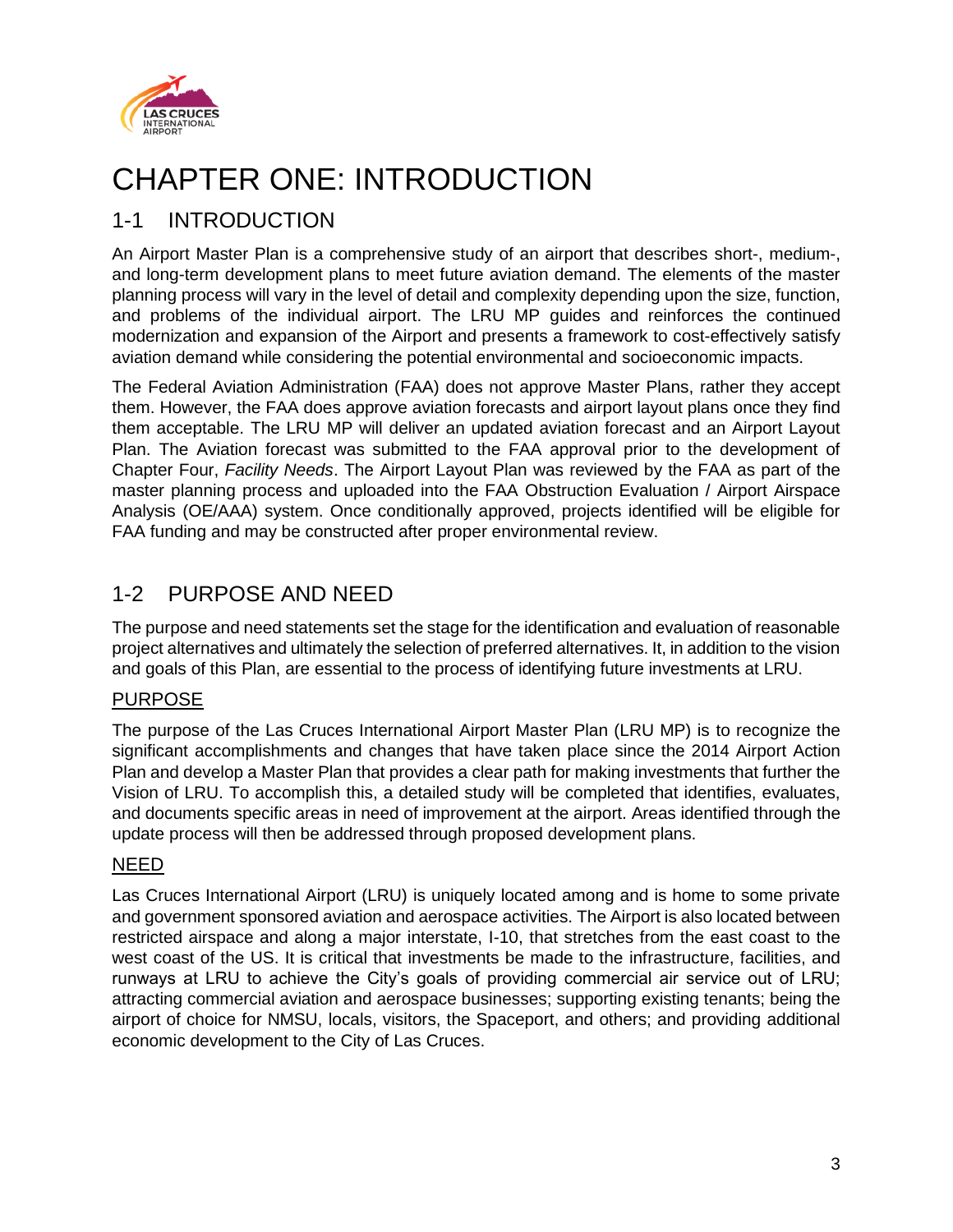# CHAPTER ONE: INTRODUCTION

## 1-1 INTRODUCTION

An Airport Master Plan is a comprehensive study of an airport that describes short-, medium-, and long-term development plans to meet future aviation demand. The elements of the master planning process will vary in the level of detail and complexity depending upon the size, function, and problems of the individual airport. The LRU MP guides and reinforces the continued modernization and expansion of the Airport and presents a framework to cost-effectively satisfy aviation demand while considering the potential environmental and socioeconomic impacts.

The Federal Aviation Administration (FAA) does not approve Master Plans, rather they accept them. However, the FAA does approve aviation forecasts and airport layout plans once they find them acceptable. The LRU MP will deliver an updated aviation forecast and an Airport Layout Plan. The Aviation forecast was submitted to the FAA approval prior to the development of Chapter Four, *Facility Needs*. The Airport Layout Plan was reviewed by the FAA as part of the master planning process and uploaded into the FAA Obstruction Evaluation / Airport Airspace Analysis (OE/AAA) system. Once conditionally approved, projects identified will be eligible for FAA funding and may be constructed after proper environmental review.

## 1-2 PURPOSE AND NEED

The purpose and need statements set the stage for the identification and evaluation of reasonable project alternatives and ultimately the selection of preferred alternatives. It, in addition to the vision and goals of this Plan, are essential to the process of identifying future investments at LRU.

### PURPOSE

The purpose of the Las Cruces International Airport Master Plan (LRU MP) is to recognize the significant accomplishments and changes that have taken place since the 2014 Airport Action Plan and develop a Master Plan that provides a clear path for making investments that further the Vision of LRU. To accomplish this, a detailed study will be completed that identifies, evaluates, and documents specific areas in need of improvement at the airport. Areas identified through the update process will then be addressed through proposed development plans.

### NEED

Las Cruces International Airport (LRU) is uniquely located among and is home to some private and government sponsored aviation and aerospace activities. The Airport is also located between restricted airspace and along a major interstate, I-10, that stretches from the east coast to the west coast of the US. It is critical that investments be made to the infrastructure, facilities, and runways at LRU to achieve the City's goals of providing commercial air service out of LRU; attracting commercial aviation and aerospace businesses; supporting existing tenants; being the airport of choice for NMSU, locals, visitors, the Spaceport, and others; and providing additional economic development to the City of Las Cruces.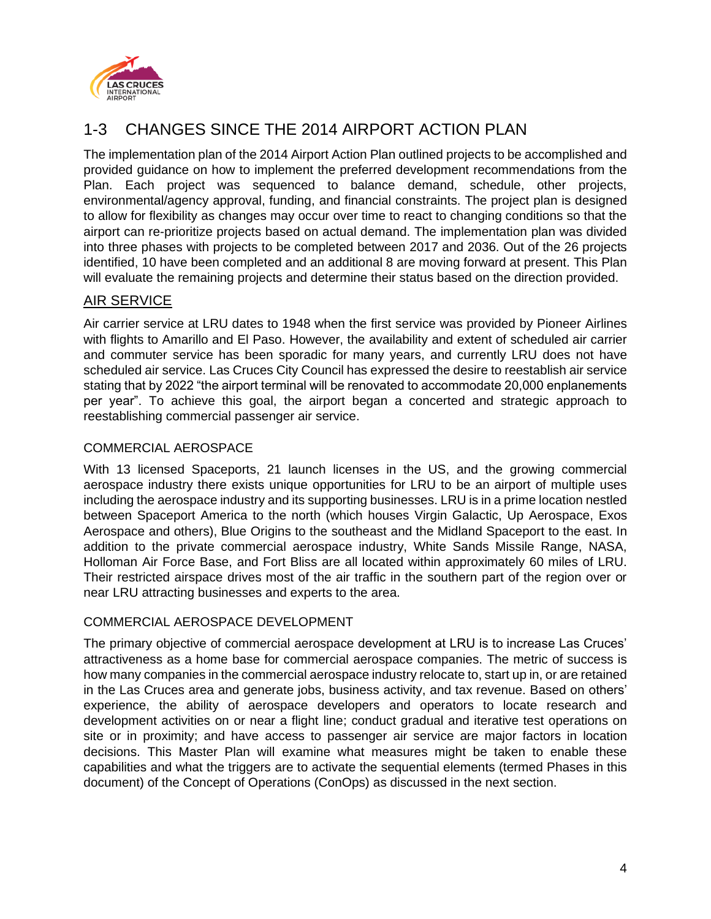## 1-3 CHANGES SINCE THE 2014 AIRPORT ACTION PLAN

The implementation plan of the 2014 Airport Action Plan outlined projects to be accomplished and provided guidance on how to implement the preferred development recommendations from the Plan. Each project was sequenced to balance demand, schedule, other projects, environmental/agency approval, funding, and financial constraints. The project plan is designed to allow for flexibility as changes may occur over time to react to changing conditions so that the airport can re-prioritize projects based on actual demand. The implementation plan was divided into three phases with projects to be completed between 2017 and 2036. Out of the 26 projects identified, 10 have been completed and an additional 8 are moving forward at present. This Plan will evaluate the remaining projects and determine their status based on the direction provided.

### AIR SERVICE

Air carrier service at LRU dates to 1948 when the first service was provided by Pioneer Airlines with flights to Amarillo and El Paso. However, the availability and extent of scheduled air carrier and commuter service has been sporadic for many years, and currently LRU does not have scheduled air service. Las Cruces City Council has expressed the desire to reestablish air service stating that by 2022 "the airport terminal will be renovated to accommodate 20,000 enplanements per year". To achieve this goal, the airport began a concerted and strategic approach to reestablishing commercial passenger air service.

#### COMMERCIAL AEROSPACE

With 13 licensed Spaceports, 21 launch licenses in the US, and the growing commercial aerospace industry there exists unique opportunities for LRU to be an airport of multiple uses including the aerospace industry and its supporting businesses. LRU is in a prime location nestled between Spaceport America to the north (which houses Virgin Galactic, Up Aerospace, Exos Aerospace and others), Blue Origins to the southeast and the Midland Spaceport to the east. In addition to the private commercial aerospace industry, White Sands Missile Range, NASA, Holloman Air Force Base, and Fort Bliss are all located within approximately 60 miles of LRU. Their restricted airspace drives most of the air traffic in the southern part of the region over or near LRU attracting businesses and experts to the area.

#### COMMERCIAL AEROSPACE DEVELOPMENT

The primary objective of commercial aerospace development at LRU is to increase Las Cruces' attractiveness as a home base for commercial aerospace companies. The metric of success is how many companies in the commercial aerospace industry relocate to, start up in, or are retained in the Las Cruces area and generate jobs, business activity, and tax revenue. Based on others' experience, the ability of aerospace developers and operators to locate research and development activities on or near a flight line; conduct gradual and iterative test operations on site or in proximity; and have access to passenger air service are major factors in location decisions. This Master Plan will examine what measures might be taken to enable these capabilities and what the triggers are to activate the sequential elements (termed Phases in this document) of the Concept of Operations (ConOps) as discussed in the next section.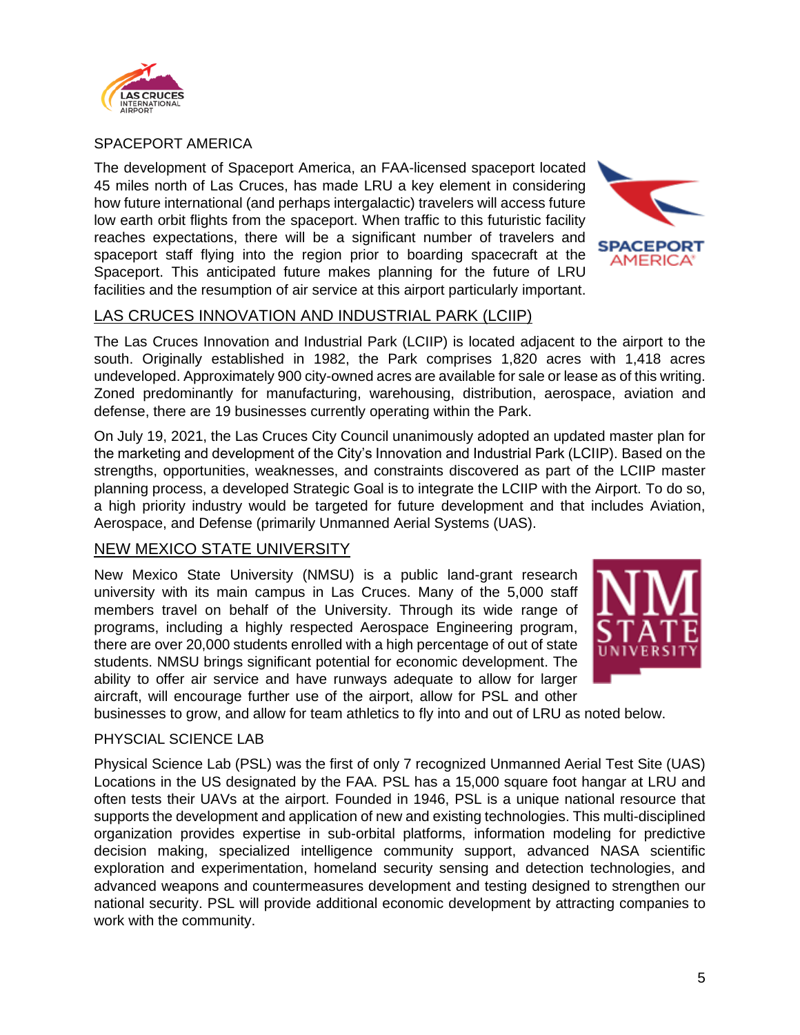## SPACEPORT AMERICA

The development of Spaceport America, an FAA-licensed spaceport located 45 miles north of Las Cruces, has made LRU a key element in considering how future international (and perhaps intergalactic) travelers will access future low earth orbit flights from the spaceport. When traffic to this futuristic facility reaches expectations, there will be a significant number of travelers and spaceport staff flying into the region prior to boarding spacecraft at the Spaceport. This anticipated future makes planning for the future of LRU facilities and the resumption of air service at this airport particularly important.

## LAS CRUCES INNOVATION AND INDUSTRIAL PARK (LCIIP)

The Las Cruces Innovation and Industrial Park (LCIIP) is located adjacent to the airport to the south. Originally established in 1982, the Park comprises 1,820 acres with 1,418 acres undeveloped. Approximately 900 city-owned acres are available for sale or lease as of this writing. Zoned predominantly for manufacturing, warehousing, distribution, aerospace, aviation and defense, there are 19 businesses currently operating within the Park.

On July 19, 2021, the Las Cruces City Council unanimously adopted an updated master plan for the marketing and development of the City's Innovation and Industrial Park (LCIIP). Based on the strengths, opportunities, weaknesses, and constraints discovered as part of the LCIIP master planning process, a developed Strategic Goal is to integrate the LCIIP with the Airport. To do so, a high priority industry would be targeted for future development and that includes Aviation, Aerospace, and Defense (primarily Unmanned Aerial Systems (UAS).

## NEW MEXICO STATE UNIVERSITY

New Mexico State University (NMSU) is a public land-grant research university with its main campus in Las Cruces. Many of the 5,000 staff members travel on behalf of the University. Through its wide range of programs, including a highly respected Aerospace Engineering program, there are over 20,000 students enrolled with a high percentage of out of state students. NMSU brings significant potential for economic development. The ability to offer air service and have runways adequate to allow for larger aircraft, will encourage further use of the airport, allow for PSL and other businesses to grow, and allow for team athletics to fly into and out of LRU as noted below.

## PHYSCIAL SCIENCE LAB

Physical Science Lab (PSL) was the first of only 7 recognized Unmanned Aerial Test Site (UAS) Locations in the US designated by the FAA. PSL has a 15,000 square foot hangar at LRU and often tests their UAVs at the airport. Founded in 1946, PSL is a unique national resource that supports the development and application of new and existing technologies. This multi-disciplined organization provides expertise in sub-orbital platforms, information modeling for predictive decision making, specialized intelligence community support, advanced NASA scientific exploration and experimentation, homeland security sensing and detection technologies, and advanced weapons and countermeasures development and testing designed to strengthen our national security. PSL will provide additional economic development by attracting companies to work with the community.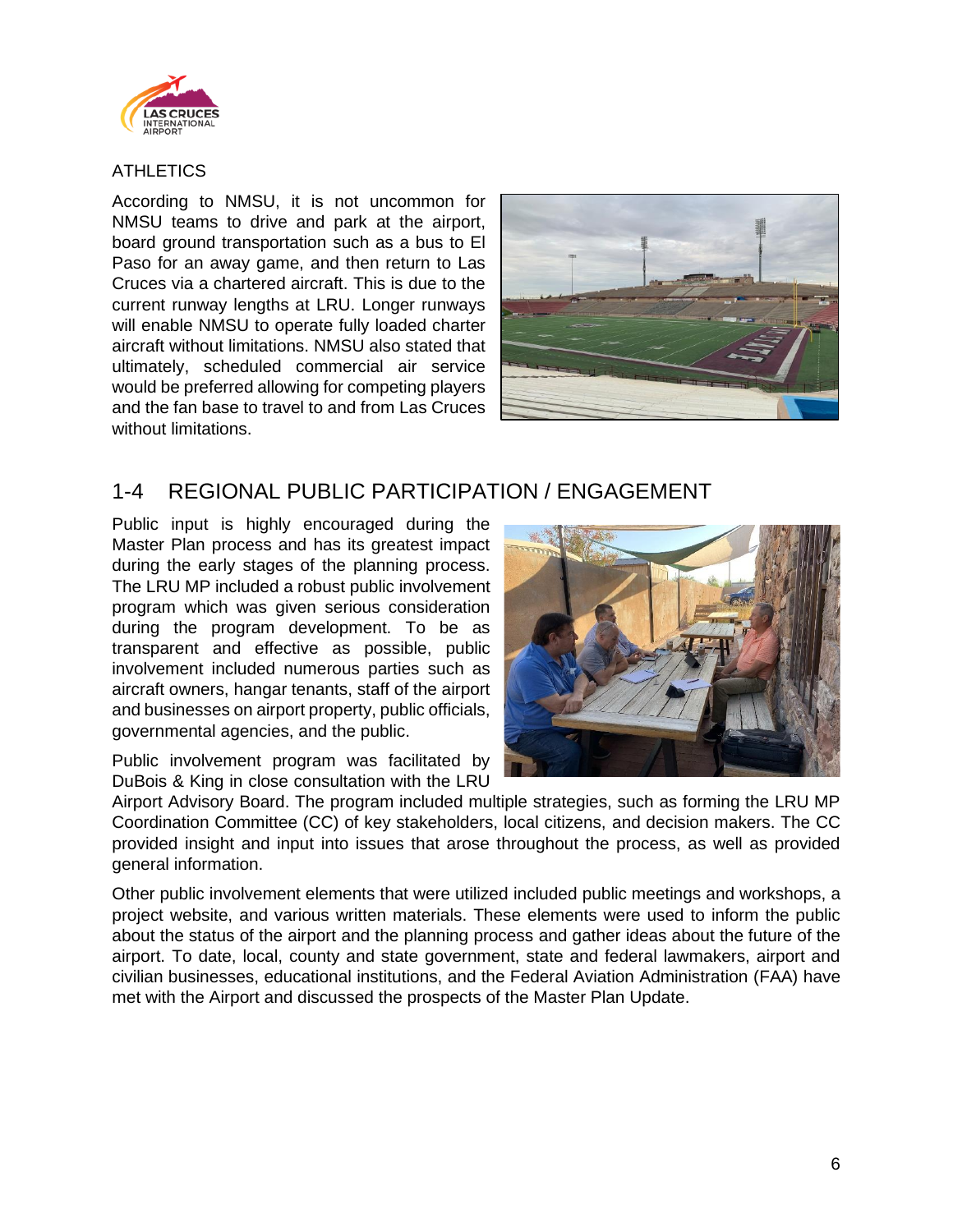ATHLETICS

According to NMSU, it is not uncommon for NMSU teams to drive and park at the airport, board ground transportation such as a bus to El Paso for an away game, and then return to Las Cruces via a chartered aircraft. This is due to the current runway lengths at LRU. Longer runways will enable NMSU to operate fully loaded charter aircraft without limitations. NMSU also stated that ultimately, scheduled commercial air service would be preferred allowing for competing players and the fan base to travel to and from Las Cruces without limitations.

## 1-4 REGIONAL PUBLIC PARTICIPATION / ENGAGEMENT

Public input is highly encouraged during the Master Plan process and has its greatest impact during the early stages of the planning process. The LRU MP included a robust public involvement program which was given serious consideration during the program development. To be as transparent and effective as possible, public involvement included numerous parties such as aircraft owners, hangar tenants, staff of the airport and businesses on airport property, public officials, governmental agencies, and the public.

Public involvement program was facilitated by DuBois & King in close consultation with the LRU Airport Advisory Board. The program included multiple strategies, such as forming the LRU MP Coordination Committee (CC) of key stakeholders, local citizens, and decision makers. The CC provided insight and input into issues that arose throughout the process, as well as provided general information.

Other public involvement elements that were utilized included public meetings and workshops, a project website, and various written materials. These elements were used to inform the public about the status of the airport and the planning process and gather ideas about the future of the airport. To date, local, county and state government, state and federal lawmakers, airport and civilian businesses, educational institutions, and the Federal Aviation Administration (FAA) have met with the Airport and discussed the prospects of the Master Plan Update.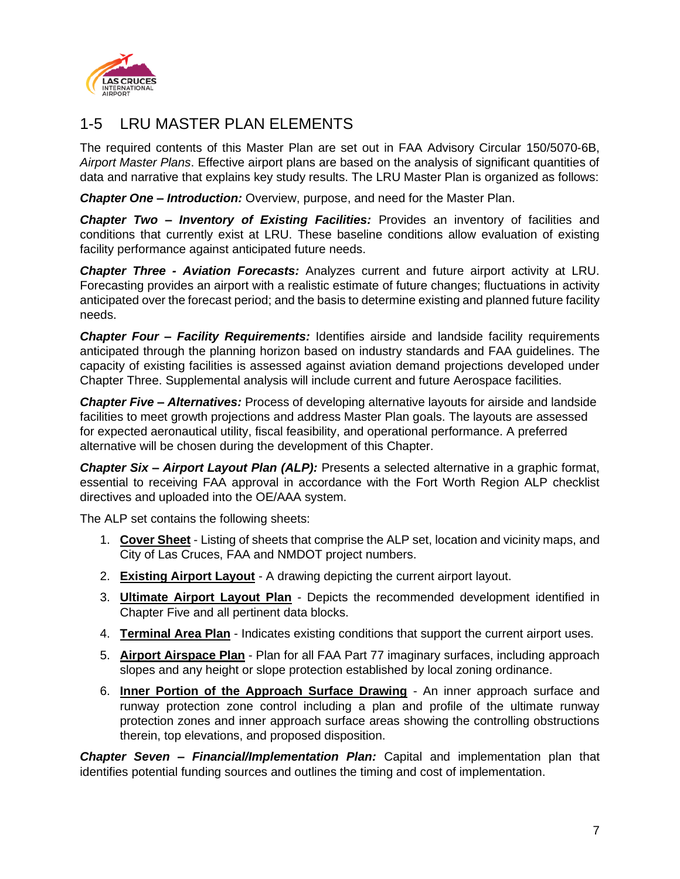## 1-5 LRU MASTER PLAN ELEMENTS

The required contents of this Master Plan are set out in FAA Advisory Circular 150/5070-6B, *Airport Master Plans*. Effective airport plans are based on the analysis of significant quantities of data and narrative that explains key study results. The LRU Master Plan is organized as follows:

***Chapter One – Introduction:*** Overview, purpose, and need for the Master Plan.

***Chapter Two – Inventory of Existing Facilities:*** Provides an inventory of facilities and conditions that currently exist at LRU. These baseline conditions allow evaluation of existing facility performance against anticipated future needs.

***Chapter Three - Aviation Forecasts:*** Analyzes current and future airport activity at LRU. Forecasting provides an airport with a realistic estimate of future changes; fluctuations in activity anticipated over the forecast period; and the basis to determine existing and planned future facility needs.

***Chapter Four – Facility Requirements:*** Identifies airside and landside facility requirements anticipated through the planning horizon based on industry standards and FAA guidelines. The capacity of existing facilities is assessed against aviation demand projections developed under Chapter Three. Supplemental analysis will include current and future Aerospace facilities.

***Chapter Five – Alternatives:*** Process of developing alternative layouts for airside and landside facilities to meet growth projections and address Master Plan goals. The layouts are assessed for expected aeronautical utility, fiscal feasibility, and operational performance. A preferred alternative will be chosen during the development of this Chapter.

***Chapter Six – Airport Layout Plan (ALP):*** Presents a selected alternative in a graphic format, essential to receiving FAA approval in accordance with the Fort Worth Region ALP checklist directives and uploaded into the OE/AAA system.

The ALP set contains the following sheets:

1. **Cover Sheet** - Listing of sheets that comprise the ALP set, location and vicinity maps, and City of Las Cruces, FAA and NMDOT project numbers.
2. **Existing Airport Layout** - A drawing depicting the current airport layout.
3. **Ultimate Airport Layout Plan** - Depicts the recommended development identified in Chapter Five and all pertinent data blocks.
4. **Terminal Area Plan** - Indicates existing conditions that support the current airport uses.
5. **Airport Airspace Plan** - Plan for all FAA Part 77 imaginary surfaces, including approach slopes and any height or slope protection established by local zoning ordinance.
6. **Inner Portion of the Approach Surface Drawing** - An inner approach surface and runway protection zone control including a plan and profile of the ultimate runway protection zones and inner approach surface areas showing the controlling obstructions therein, top elevations, and proposed disposition.

***Chapter Seven – Financial/Implementation Plan:*** Capital and implementation plan that identifies potential funding sources and outlines the timing and cost of implementation.